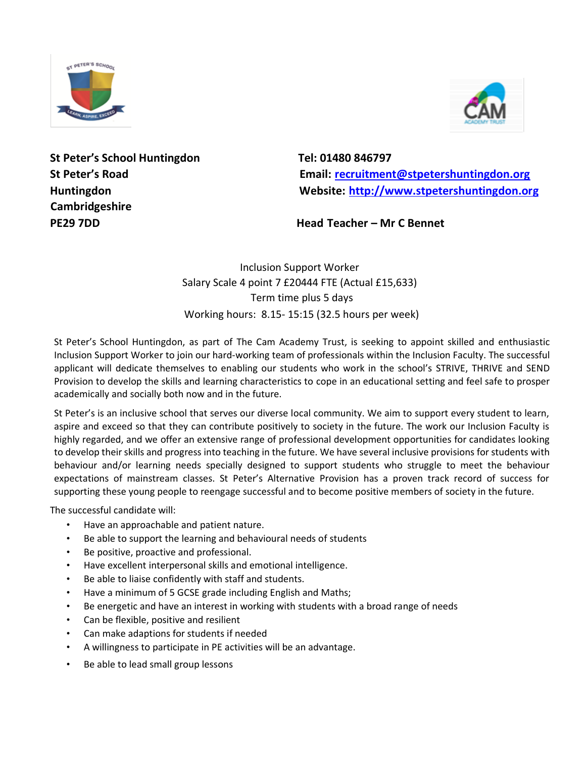**St Peter's School Huntingdon**
**St Peter's Road**
**Huntingdon**
**Cambridgeshire**
**PE29 7DD**

**Tel: 01480 846797**
**Email: recruitment@stpetershuntingdon.org**
**Website: http://www.stpetershuntingdon.org**

**Head Teacher – Mr C Bennet**

Inclusion Support Worker
Salary Scale 4 point 7 £20444 FTE (Actual £15,633)
Term time plus 5 days
Working hours: 8.15- 15:15 (32.5 hours per week)

St Peter's School Huntingdon, as part of The Cam Academy Trust, is seeking to appoint skilled and enthusiastic Inclusion Support Worker to join our hard-working team of professionals within the Inclusion Faculty. The successful applicant will dedicate themselves to enabling our students who work in the school's STRIVE, THRIVE and SEND Provision to develop the skills and learning characteristics to cope in an educational setting and feel safe to prosper academically and socially both now and in the future.

St Peter's is an inclusive school that serves our diverse local community. We aim to support every student to learn, aspire and exceed so that they can contribute positively to society in the future. The work our Inclusion Faculty is highly regarded, and we offer an extensive range of professional development opportunities for candidates looking to develop their skills and progress into teaching in the future. We have several inclusive provisions for students with behaviour and/or learning needs specially designed to support students who struggle to meet the behaviour expectations of mainstream classes. St Peter's Alternative Provision has a proven track record of success for supporting these young people to reengage successful and to become positive members of society in the future.

The successful candidate will:

- Have an approachable and patient nature.
- Be able to support the learning and behavioural needs of students
- Be positive, proactive and professional.
- Have excellent interpersonal skills and emotional intelligence.
- Be able to liaise confidently with staff and students.
- Have a minimum of 5 GCSE grade including English and Maths;
- Be energetic and have an interest in working with students with a broad range of needs
- Can be flexible, positive and resilient
- Can make adaptions for students if needed
- A willingness to participate in PE activities will be an advantage.
- Be able to lead small group lessons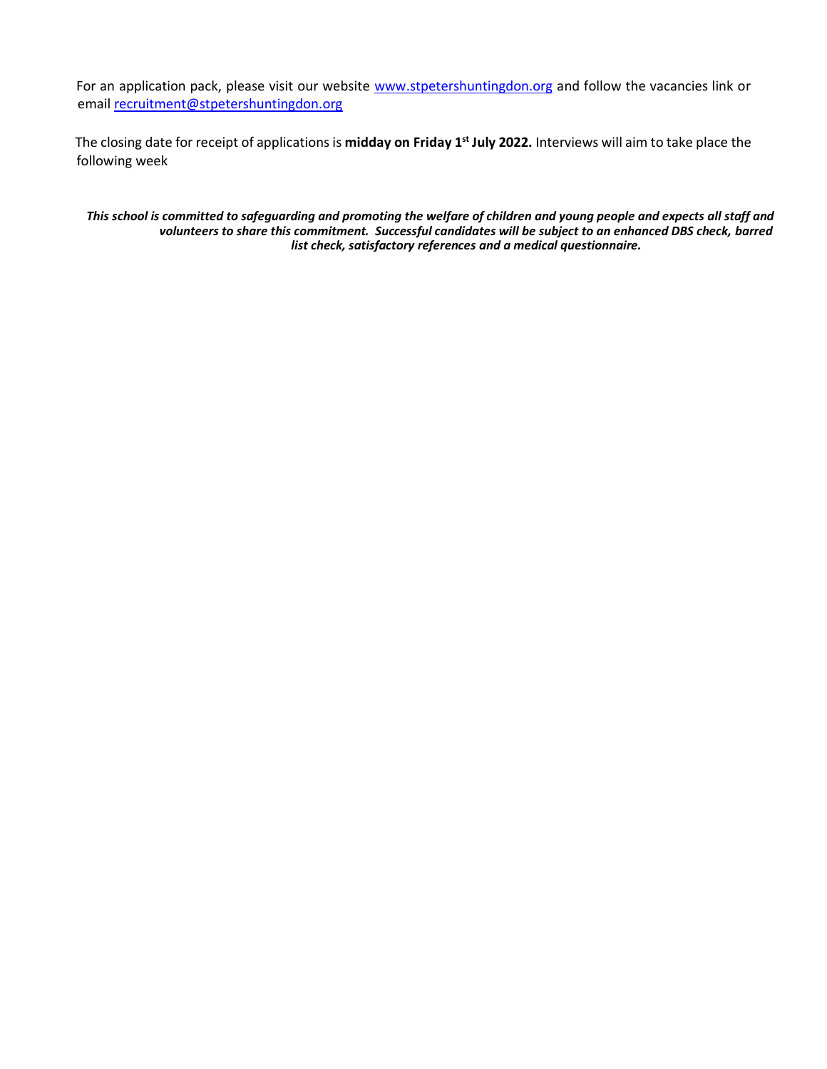For an application pack, please visit our website [www.stpetershuntingdon.org](http://www.stpetershuntingdon.org) and follow the vacancies link or email [recruitment@stpetershuntingdon.org](mailto:recruitment@stpetershuntingdon.org)

The closing date for receipt of applications is **midday on Friday 1st July 2022.** Interviews will aim to take place the following week

***This school is committed to safeguarding and promoting the welfare of children and young people and expects all staff and volunteers to share this commitment. Successful candidates will be subject to an enhanced DBS check, barred list check, satisfactory references and a medical questionnaire.***